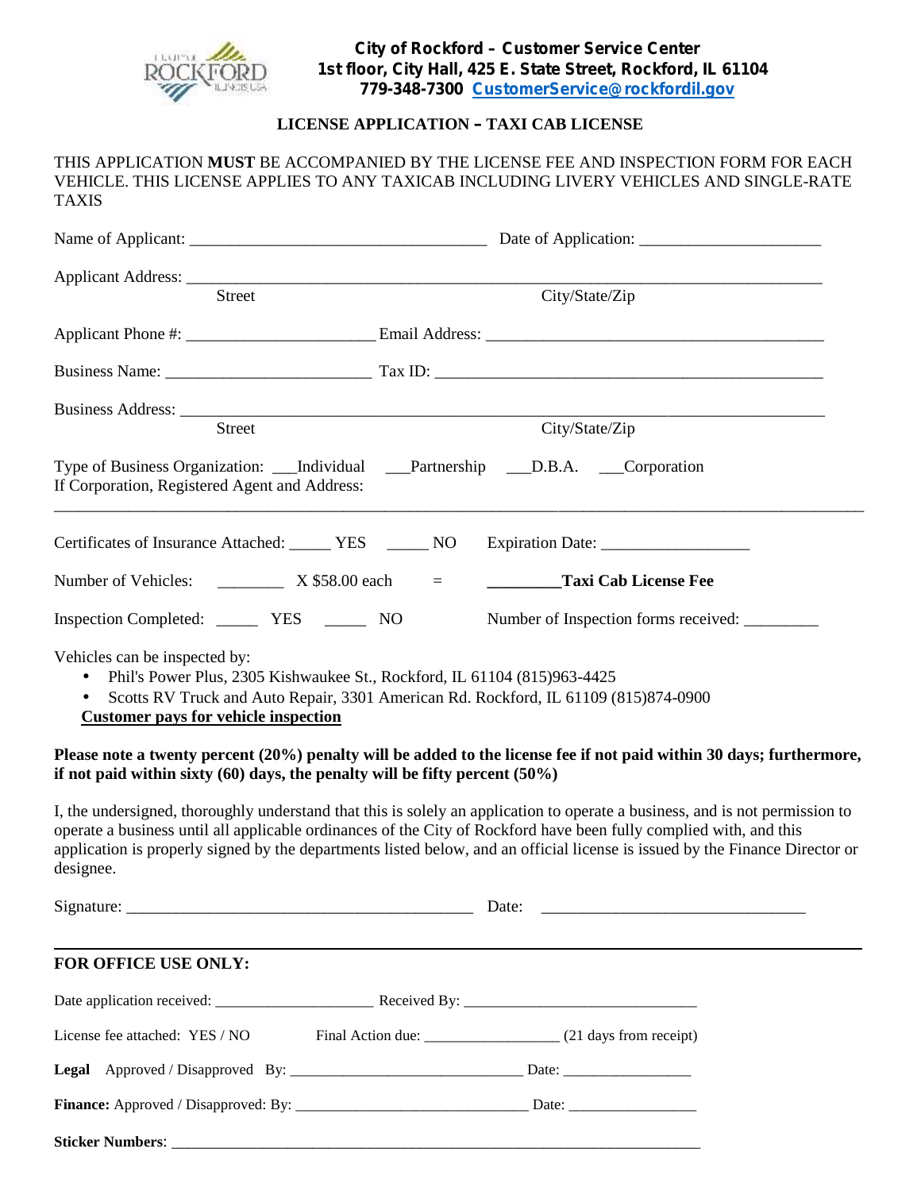**City of Rockford – Customer Service Center**
**1st floor, City Hall, 425 E. State Street, Rockford, IL 61104**
**779-348-7300 CustomerService@rockfordil.gov**

## LICENSE APPLICATION – TAXI CAB LICENSE

THIS APPLICATION **MUST** BE ACCOMPANIED BY THE LICENSE FEE AND INSPECTION FORM FOR EACH VEHICLE. THIS LICENSE APPLIES TO ANY TAXICAB INCLUDING LIVERY VEHICLES AND SINGLE-RATE TAXIS

Name of Applicant: ____________________________________ Date of Application: ______________________

Applicant Address: ________________________________________________________________________________
Street City/State/Zip

Applicant Phone #: ________________________ Email Address: ____________________________________________

Business Name: __________________________ Tax ID: __________________________________________________

Business Address: _________________________________________________________________________________
Street City/State/Zip

Type of Business Organization: ___Individual ___Partnership ___D.B.A. ___Corporation
If Corporation, Registered Agent and Address:
______________________________________________________________________________________________

Certificates of Insurance Attached: _____ YES _____ NO Expiration Date: __________________

Number of Vehicles: ________ X $58.00 each = **_________Taxi Cab License Fee**

Inspection Completed: _____ YES _____ NO Number of Inspection forms received: _________

Vehicles can be inspected by:

- Phil's Power Plus, 2305 Kishwaukee St., Rockford, IL 61104 (815)963-4425
- Scotts RV Truck and Auto Repair, 3301 American Rd. Rockford, IL 61109 (815)874-0900

**Customer pays for vehicle inspection**

**Please note a twenty percent (20%) penalty will be added to the license fee if not paid within 30 days; furthermore, if not paid within sixty (60) days, the penalty will be fifty percent (50%)**

I, the undersigned, thoroughly understand that this is solely an application to operate a business, and is not permission to operate a business until all applicable ordinances of the City of Rockford have been fully complied with, and this application is properly signed by the departments listed below, and an official license is issued by the Finance Director or designee.

Signature: ____________________________________________ Date: ________________________________

---

**FOR OFFICE USE ONLY:**

Date application received: _____________________ Received By: ______________________________

License fee attached: YES / NO Final Action due: _________________ (21 days from receipt)

**Legal** Approved / Disapproved By: ______________________________ Date: _________________

**Finance:** Approved / Disapproved: By: ______________________________ Date: _________________

**Sticker Numbers**: ______________________________________________________________________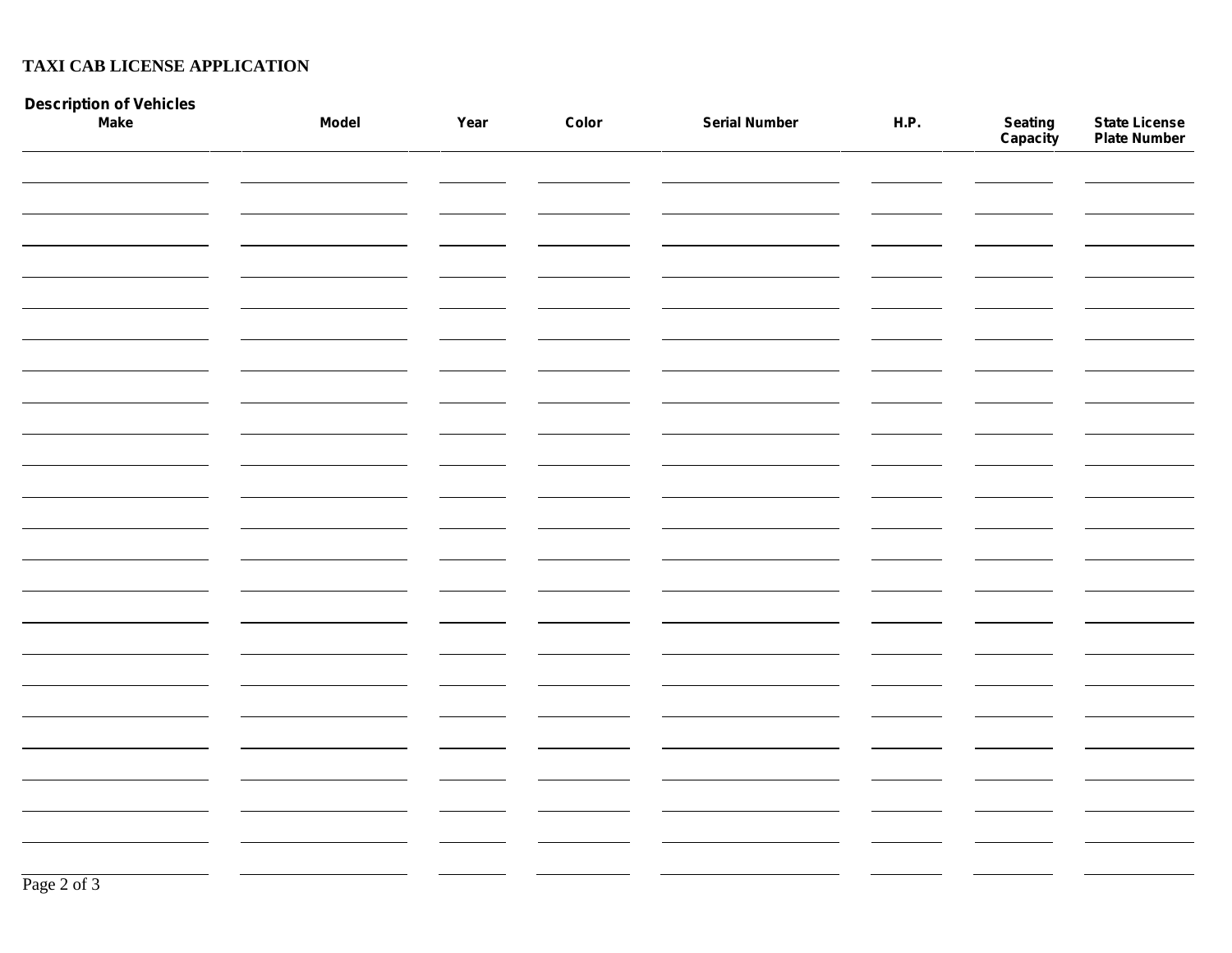**TAXI CAB LICENSE APPLICATION**

**Description of Vehicles**

| Make | Model | Year | Color | Serial Number | H.P. | Seating Capacity | State License Plate Number |
|---|---|---|---|---|---|---|---|
| | | | | | | | |
| | | | | | | | |
| | | | | | | | |
| | | | | | | | |
| | | | | | | | |
| | | | | | | | |
| | | | | | | | |
| | | | | | | | |
| | | | | | | | |
| | | | | | | | |
| | | | | | | | |
| | | | | | | | |
| | | | | | | | |
| | | | | | | | |
| | | | | | | | |
| | | | | | | | |
| | | | | | | | |
| | | | | | | | |
| | | | | | | | |
| | | | | | | | |
| | | | | | | | |
| | | | | | | | |
| | | | | | | | |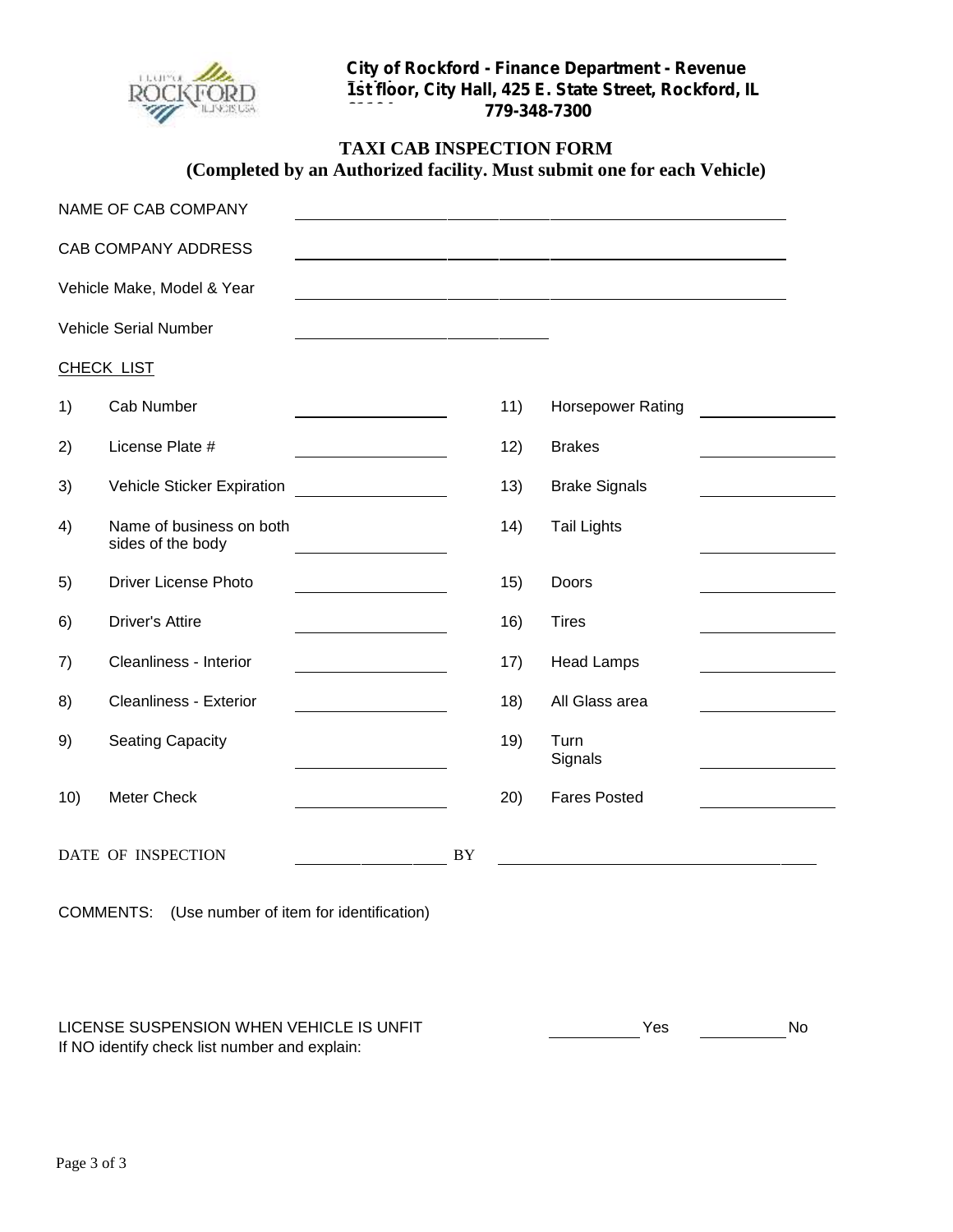**City of Rockford - Finance Department - Revenue**
**1st floor, City Hall, 425 E. State Street, Rockford, IL**
**779-348-7300**

# TAXI CAB INSPECTION FORM

**(Completed by an Authorized facility. Must submit one for each Vehicle)**

NAME OF CAB COMPANY ______________________________

CAB COMPANY ADDRESS ______________________________

Vehicle Make, Model & Year ______________________________

Vehicle Serial Number ______________________________

CHECK LIST

| | | | | | |
|---|---|---|---|---|---|
| 1) | Cab Number | ________ | 11) | Horsepower Rating | ________ |
| 2) | License Plate # | ________ | 12) | Brakes | ________ |
| 3) | Vehicle Sticker Expiration | ________ | 13) | Brake Signals | ________ |
| 4) | Name of business on both sides of the body | ________ | 14) | Tail Lights | ________ |
| 5) | Driver License Photo | ________ | 15) | Doors | ________ |
| 6) | Driver's Attire | ________ | 16) | Tires | ________ |
| 7) | Cleanliness - Interior | ________ | 17) | Head Lamps | ________ |
| 8) | Cleanliness - Exterior | ________ | 18) | All Glass area | ________ |
| 9) | Seating Capacity | ________ | 19) | Turn Signals | ________ |
| 10) | Meter Check | ________ | 20) | Fares Posted | ________ |

DATE OF INSPECTION ________________ BY ______________________________

COMMENTS: (Use number of item for identification)

LICENSE SUSPENSION WHEN VEHICLE IS UNFIT ________ Yes ________ No

If NO identify check list number and explain: